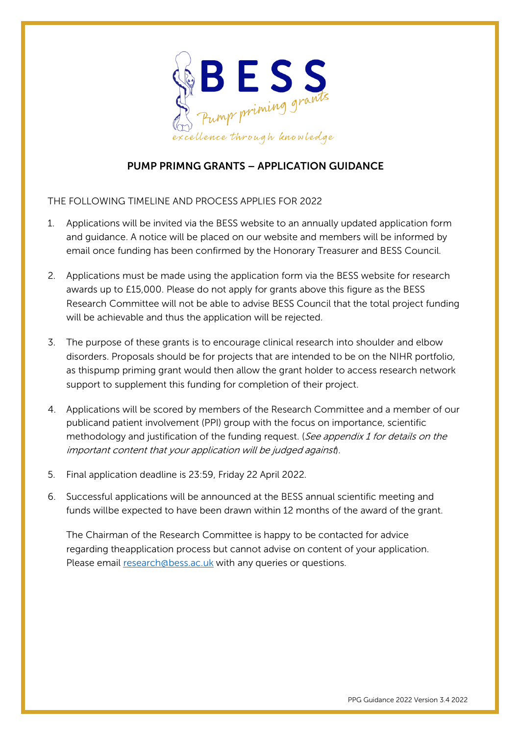BESS

Pump priming grants

excellence through knowledge

## PUMP PRIMNG GRANTS – APPLICATION GUIDANCE

THE FOLLOWING TIMELINE AND PROCESS APPLIES FOR 2022

1. Applications will be invited via the BESS website to an annually updated application form and guidance. A notice will be placed on our website and members will be informed by email once funding has been confirmed by the Honorary Treasurer and BESS Council.

2. Applications must be made using the application form via the BESS website for research awards up to £15,000. Please do not apply for grants above this figure as the BESS Research Committee will not be able to advise BESS Council that the total project funding will be achievable and thus the application will be rejected.

3. The purpose of these grants is to encourage clinical research into shoulder and elbow disorders. Proposals should be for projects that are intended to be on the NIHR portfolio, as thispump priming grant would then allow the grant holder to access research network support to supplement this funding for completion of their project.

4. Applications will be scored by members of the Research Committee and a member of our publicand patient involvement (PPI) group with the focus on importance, scientific methodology and justification of the funding request. (*See appendix 1 for details on the important content that your application will be judged against*).

5. Final application deadline is 23:59, Friday 22 April 2022.

6. Successful applications will be announced at the BESS annual scientific meeting and funds willbe expected to have been drawn within 12 months of the award of the grant.

   The Chairman of the Research Committee is happy to be contacted for advice regarding theapplication process but cannot advise on content of your application. Please email research@bess.ac.uk with any queries or questions.

PPG Guidance 2022 Version 3.4 2022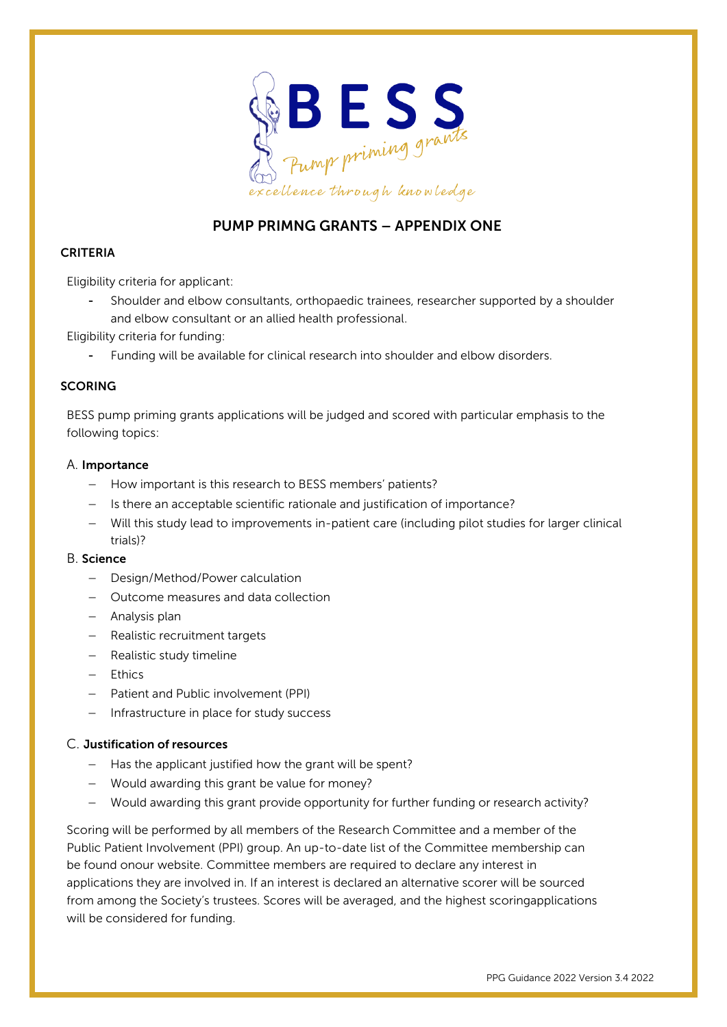## PUMP PRIMNG GRANTS – APPENDIX ONE

### CRITERIA

Eligibility criteria for applicant:

- Shoulder and elbow consultants, orthopaedic trainees, researcher supported by a shoulder and elbow consultant or an allied health professional.

Eligibility criteria for funding:

- Funding will be available for clinical research into shoulder and elbow disorders.

### SCORING

BESS pump priming grants applications will be judged and scored with particular emphasis to the following topics:

A. **Importance**

- How important is this research to BESS members' patients?
- Is there an acceptable scientific rationale and justification of importance?
- Will this study lead to improvements in-patient care (including pilot studies for larger clinical trials)?

B. **Science**

- Design/Method/Power calculation
- Outcome measures and data collection
- Analysis plan
- Realistic recruitment targets
- Realistic study timeline
- Ethics
- Patient and Public involvement (PPI)
- Infrastructure in place for study success

C. **Justification of resources**

- Has the applicant justified how the grant will be spent?
- Would awarding this grant be value for money?
- Would awarding this grant provide opportunity for further funding or research activity?

Scoring will be performed by all members of the Research Committee and a member of the Public Patient Involvement (PPI) group. An up-to-date list of the Committee membership can be found onour website. Committee members are required to declare any interest in applications they are involved in. If an interest is declared an alternative scorer will be sourced from among the Society's trustees. Scores will be averaged, and the highest scoringapplications will be considered for funding.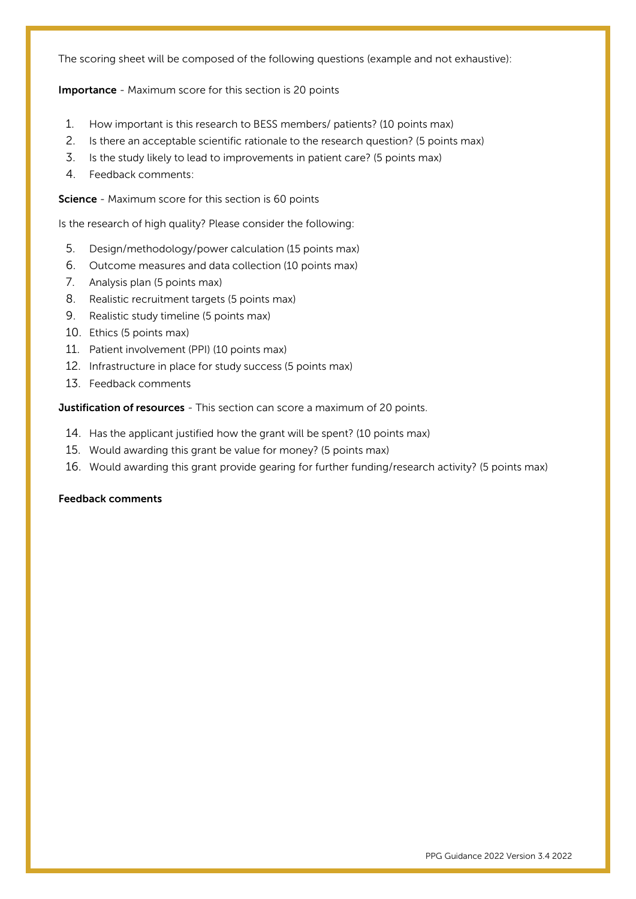The scoring sheet will be composed of the following questions (example and not exhaustive):

**Importance** - Maximum score for this section is 20 points

1. How important is this research to BESS members/ patients? (10 points max)
2. Is there an acceptable scientific rationale to the research question? (5 points max)
3. Is the study likely to lead to improvements in patient care? (5 points max)
4. Feedback comments:

**Science** - Maximum score for this section is 60 points

Is the research of high quality? Please consider the following:

5. Design/methodology/power calculation (15 points max)
6. Outcome measures and data collection (10 points max)
7. Analysis plan (5 points max)
8. Realistic recruitment targets (5 points max)
9. Realistic study timeline (5 points max)
10. Ethics (5 points max)
11. Patient involvement (PPI) (10 points max)
12. Infrastructure in place for study success (5 points max)
13. Feedback comments

**Justification of resources** - This section can score a maximum of 20 points.

14. Has the applicant justified how the grant will be spent? (10 points max)
15. Would awarding this grant be value for money? (5 points max)
16. Would awarding this grant provide gearing for further funding/research activity? (5 points max)

**Feedback comments**